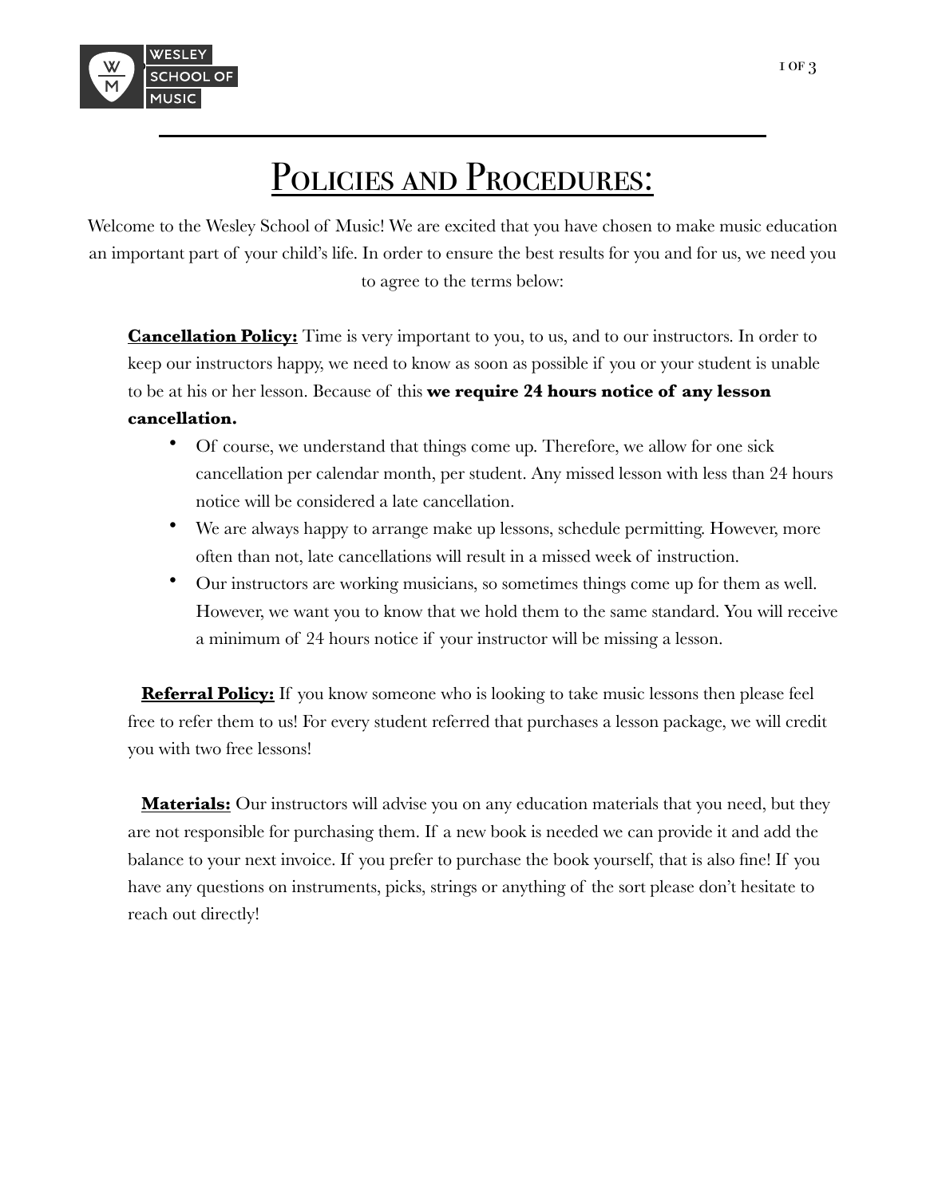# Policies and Procedures:

Welcome to the Wesley School of Music! We are excited that you have chosen to make music education an important part of your child's life. In order to ensure the best results for you and for us, we need you to agree to the terms below:

**Cancellation Policy:** Time is very important to you, to us, and to our instructors. In order to keep our instructors happy, we need to know as soon as possible if you or your student is unable to be at his or her lesson. Because of this **we require 24 hours notice of any lesson cancellation.**

- Of course, we understand that things come up. Therefore, we allow for one sick cancellation per calendar month, per student. Any missed lesson with less than 24 hours notice will be considered a late cancellation.
- We are always happy to arrange make up lessons, schedule permitting. However, more often than not, late cancellations will result in a missed week of instruction.
- Our instructors are working musicians, so sometimes things come up for them as well. However, we want you to know that we hold them to the same standard. You will receive a minimum of 24 hours notice if your instructor will be missing a lesson.

**Referral Policy:** If you know someone who is looking to take music lessons then please feel free to refer them to us! For every student referred that purchases a lesson package, we will credit you with two free lessons!

**Materials:** Our instructors will advise you on any education materials that you need, but they are not responsible for purchasing them. If a new book is needed we can provide it and add the balance to your next invoice. If you prefer to purchase the book yourself, that is also fine! If you have any questions on instruments, picks, strings or anything of the sort please don't hesitate to reach out directly!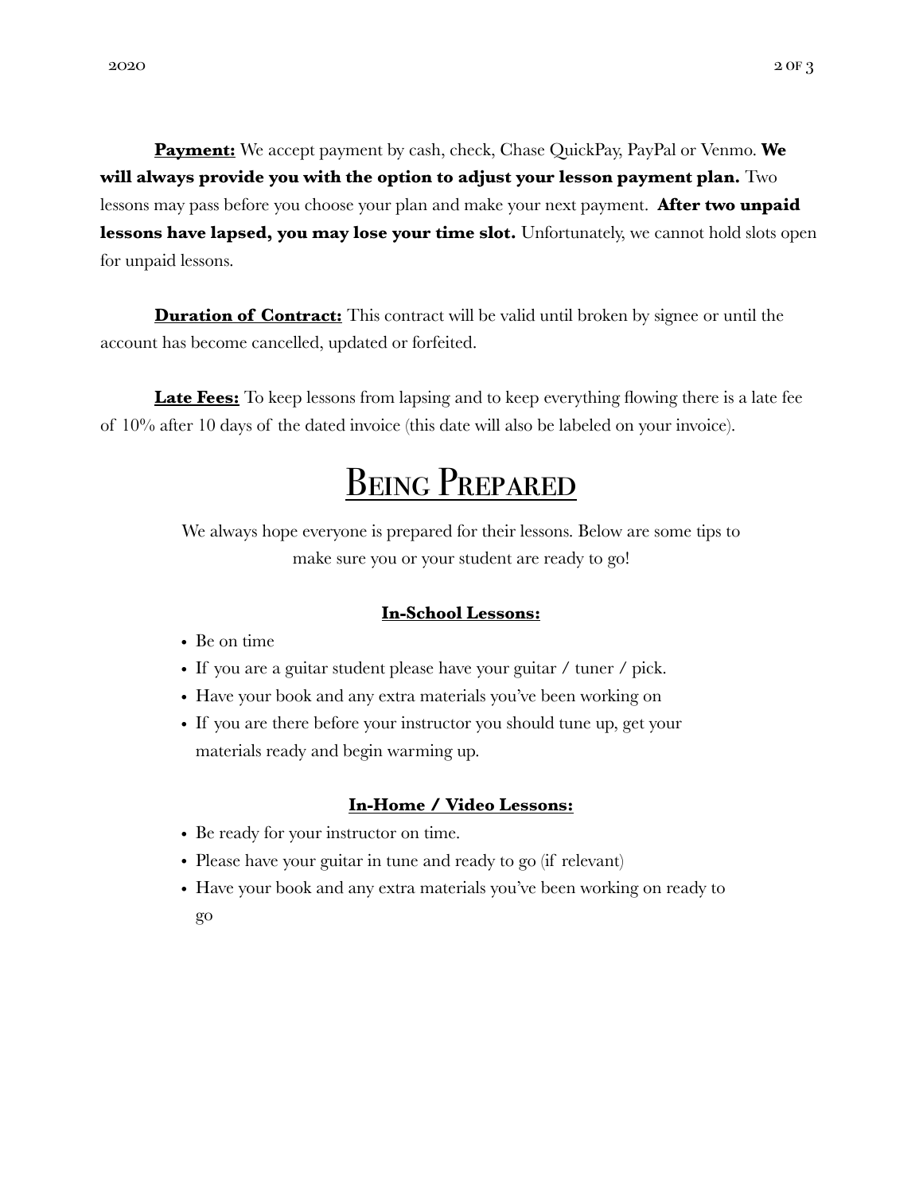**Payment:** We accept payment by cash, check, Chase QuickPay, PayPal or Venmo. **We will always provide you with the option to adjust your lesson payment plan.** Two lessons may pass before you choose your plan and make your next payment. **After two unpaid lessons have lapsed, you may lose your time slot.** Unfortunately, we cannot hold slots open for unpaid lessons.

**Duration of Contract:** This contract will be valid until broken by signee or until the account has become cancelled, updated or forfeited.

**Late Fees:** To keep lessons from lapsing and to keep everything flowing there is a late fee of 10% after 10 days of the dated invoice (this date will also be labeled on your invoice).

# Being Prepared

We always hope everyone is prepared for their lessons. Below are some tips to make sure you or your student are ready to go!

### In-School Lessons:

- Be on time
- If you are a guitar student please have your guitar / tuner / pick.
- Have your book and any extra materials you've been working on
- If you are there before your instructor you should tune up, get your materials ready and begin warming up.

### In-Home / Video Lessons:

- Be ready for your instructor on time.
- Please have your guitar in tune and ready to go (if relevant)
- Have your book and any extra materials you've been working on ready to go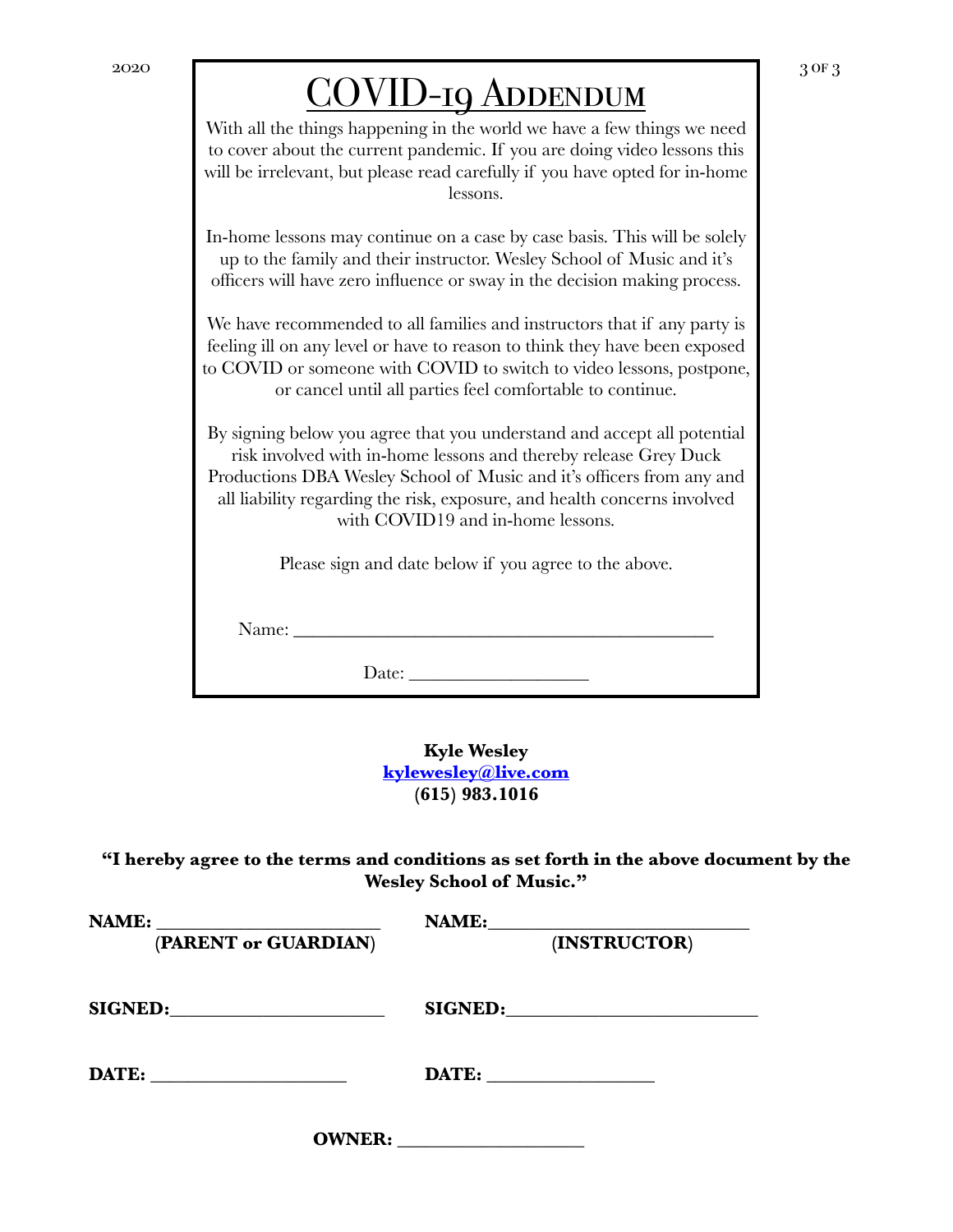# COVID-19 Addendum

With all the things happening in the world we have a few things we need to cover about the current pandemic. If you are doing video lessons this will be irrelevant, but please read carefully if you have opted for in-home lessons.

In-home lessons may continue on a case by case basis. This will be solely up to the family and their instructor. Wesley School of Music and it's officers will have zero influence or sway in the decision making process.

We have recommended to all families and instructors that if any party is feeling ill on any level or have to reason to think they have been exposed to COVID or someone with COVID to switch to video lessons, postpone, or cancel until all parties feel comfortable to continue.

By signing below you agree that you understand and accept all potential risk involved with in-home lessons and thereby release Grey Duck Productions DBA Wesley School of Music and it's officers from any and all liability regarding the risk, exposure, and health concerns involved with COVID19 and in-home lessons.

Please sign and date below if you agree to the above.

Name: _______________________________________________

Date: ___________________

**Kyle Wesley**
**kylewesley@live.com**
**(615) 983.1016**

**"I hereby agree to the terms and conditions as set forth in the above document by the Wesley School of Music."**

**NAME:** ________________________ **(PARENT or GUARDIAN)**

**NAME:** ___________________________ **(INSTRUCTOR)**

**SIGNED:** _______________________

**SIGNED:** ___________________________

**DATE:** _____________________

**DATE:** _________________

**OWNER:** ___________________